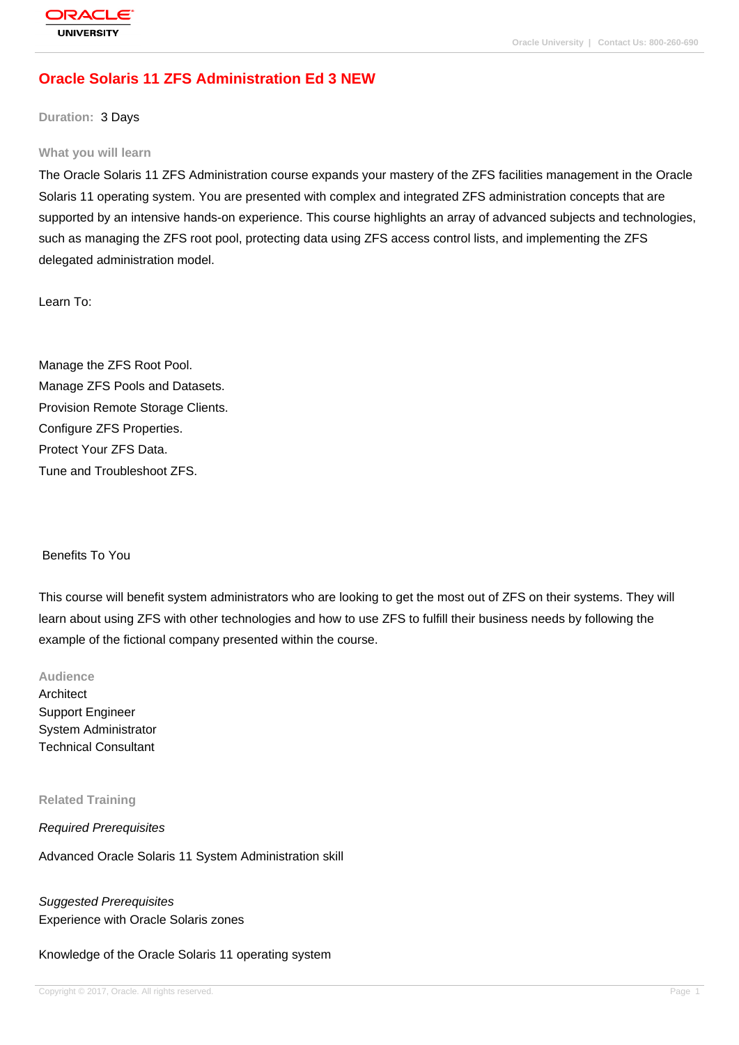# Oracle Solaris 11 ZFS Administration Ed 3 NEW

**Duration:** 3 Days

## What you will learn

The Oracle Solaris 11 ZFS Administration course expands your mastery of the ZFS facilities management in the Oracle Solaris 11 operating system. You are presented with complex and integrated ZFS administration concepts that are supported by an intensive hands-on experience. This course highlights an array of advanced subjects and technologies, such as managing the ZFS root pool, protecting data using ZFS access control lists, and implementing the ZFS delegated administration model.

Learn To:

Manage the ZFS Root Pool.
Manage ZFS Pools and Datasets.
Provision Remote Storage Clients.
Configure ZFS Properties.
Protect Your ZFS Data.
Tune and Troubleshoot ZFS.

Benefits To You

This course will benefit system administrators who are looking to get the most out of ZFS on their systems. They will learn about using ZFS with other technologies and how to use ZFS to fulfill their business needs by following the example of the fictional company presented within the course.

## Audience

Architect
Support Engineer
System Administrator
Technical Consultant

## Related Training

*Required Prerequisites*

Advanced Oracle Solaris 11 System Administration skill

*Suggested Prerequisites*

Experience with Oracle Solaris zones

Knowledge of the Oracle Solaris 11 operating system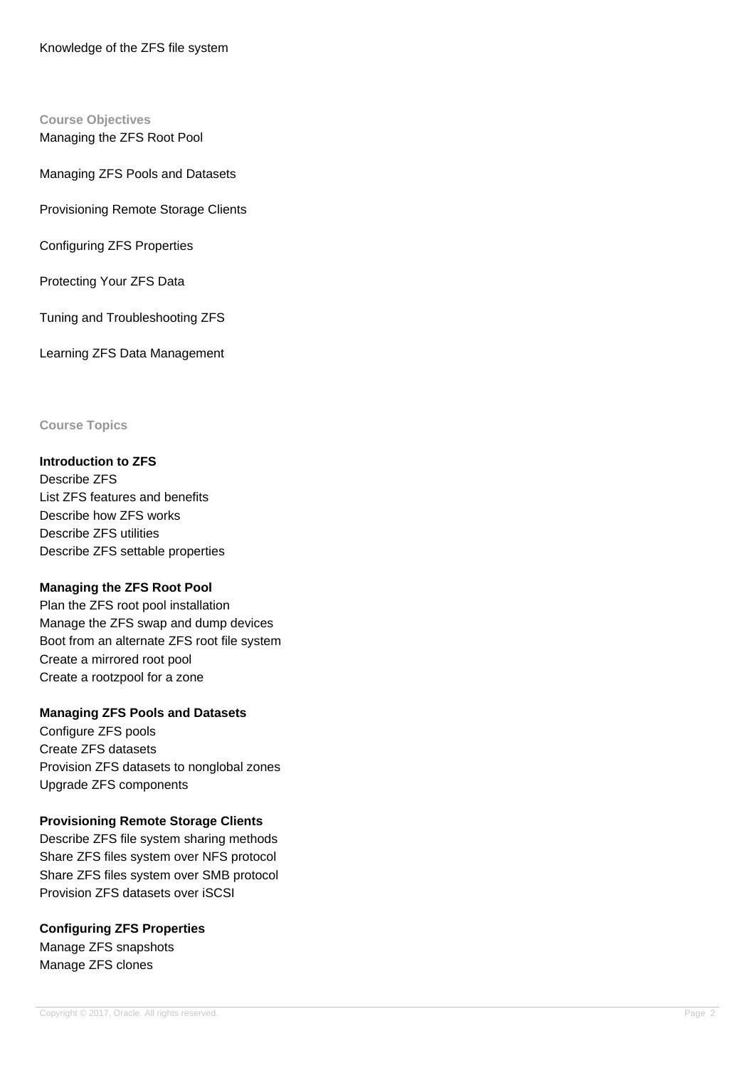Knowledge of the ZFS file system

## Course Objectives

Managing the ZFS Root Pool

Managing ZFS Pools and Datasets

Provisioning Remote Storage Clients

Configuring ZFS Properties

Protecting Your ZFS Data

Tuning and Troubleshooting ZFS

Learning ZFS Data Management

## Course Topics

### Introduction to ZFS

Describe ZFS
List ZFS features and benefits
Describe how ZFS works
Describe ZFS utilities
Describe ZFS settable properties

### Managing the ZFS Root Pool

Plan the ZFS root pool installation
Manage the ZFS swap and dump devices
Boot from an alternate ZFS root file system
Create a mirrored root pool
Create a rootzpool for a zone

### Managing ZFS Pools and Datasets

Configure ZFS pools
Create ZFS datasets
Provision ZFS datasets to nonglobal zones
Upgrade ZFS components

### Provisioning Remote Storage Clients

Describe ZFS file system sharing methods
Share ZFS files system over NFS protocol
Share ZFS files system over SMB protocol
Provision ZFS datasets over iSCSI

### Configuring ZFS Properties

Manage ZFS snapshots
Manage ZFS clones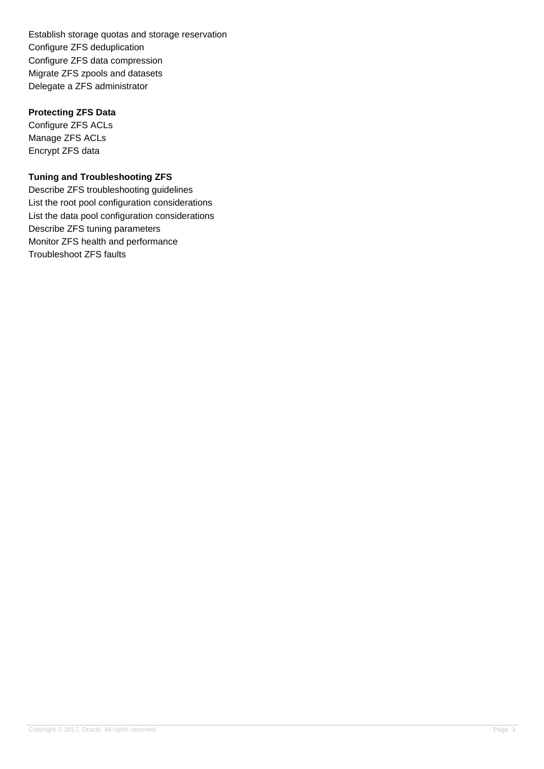Establish storage quotas and storage reservation
Configure ZFS deduplication
Configure ZFS data compression
Migrate ZFS zpools and datasets
Delegate a ZFS administrator

**Protecting ZFS Data**

Configure ZFS ACLs
Manage ZFS ACLs
Encrypt ZFS data

**Tuning and Troubleshooting ZFS**

Describe ZFS troubleshooting guidelines
List the root pool configuration considerations
List the data pool configuration considerations
Describe ZFS tuning parameters
Monitor ZFS health and performance
Troubleshoot ZFS faults